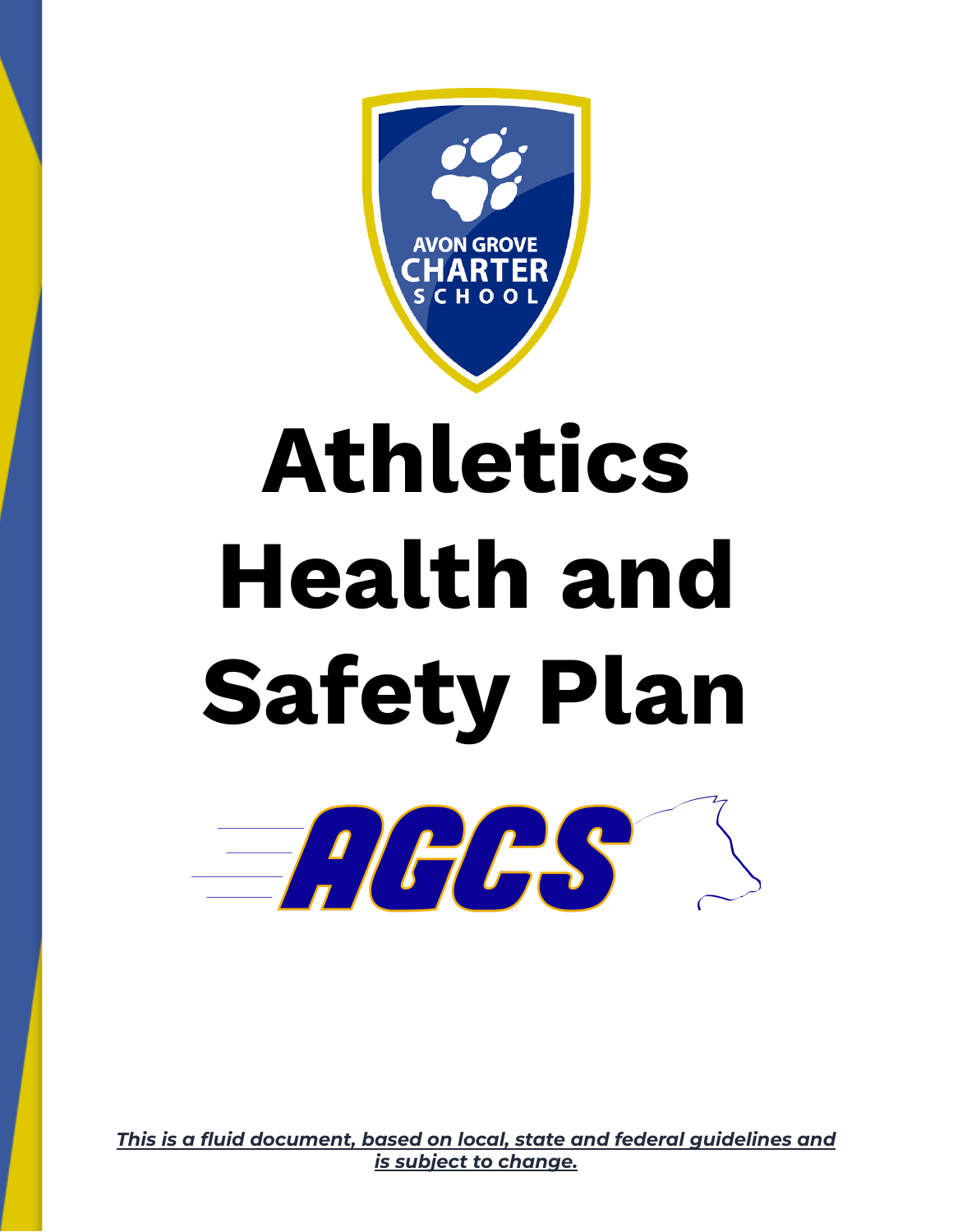AVON GROVE CHARTER SCHOOL

# Athletics Health and Safety Plan

AGCS

***This is a fluid document, based on local, state and federal guidelines and is subject to change.***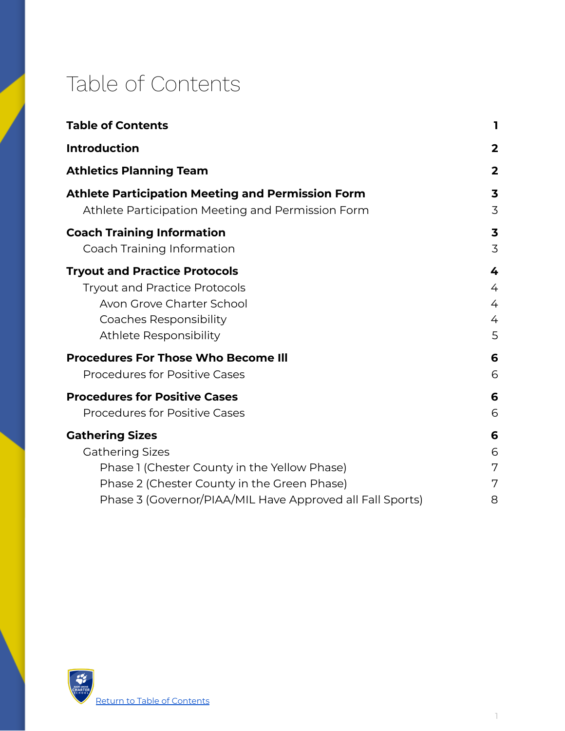# Table of Contents

| | |
|---|---|
| **Table of Contents** | **1** |
| **Introduction** | **2** |
| **Athletics Planning Team** | **2** |
| **Athlete Participation Meeting and Permission Form** | **3** |
| Athlete Participation Meeting and Permission Form | 3 |
| **Coach Training Information** | **3** |
| Coach Training Information | 3 |
| **Tryout and Practice Protocols** | **4** |
| Tryout and Practice Protocols | 4 |
| Avon Grove Charter School | 4 |
| Coaches Responsibility | 4 |
| Athlete Responsibility | 5 |
| **Procedures For Those Who Become Ill** | **6** |
| Procedures for Positive Cases | 6 |
| **Procedures for Positive Cases** | **6** |
| Procedures for Positive Cases | 6 |
| **Gathering Sizes** | **6** |
| Gathering Sizes | 6 |
| Phase 1 (Chester County in the Yellow Phase) | 7 |
| Phase 2 (Chester County in the Green Phase) | 7 |
| Phase 3 (Governor/PIAA/MIL Have Approved all Fall Sports) | 8 |

Return to Table of Contents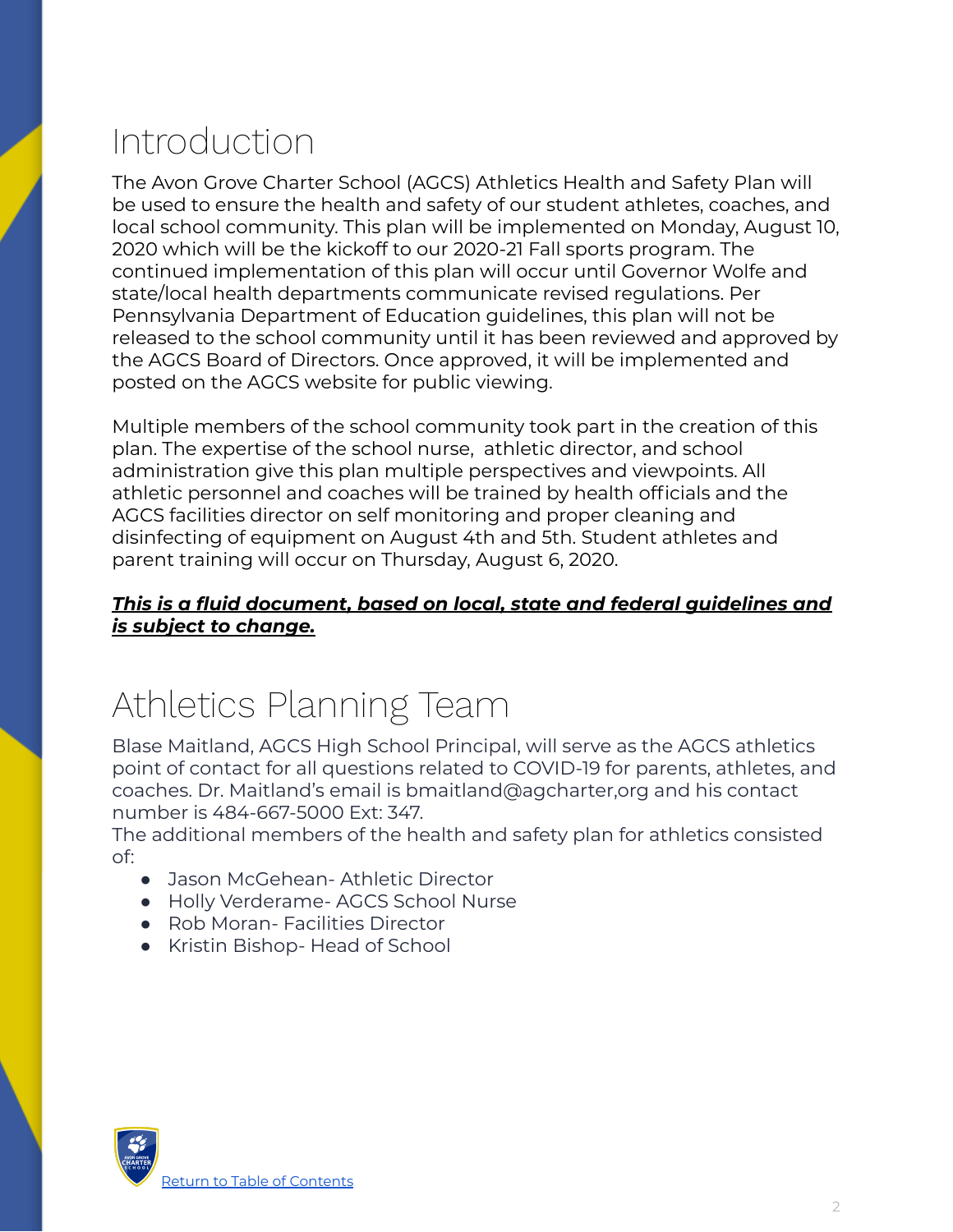# Introduction

The Avon Grove Charter School (AGCS) Athletics Health and Safety Plan will be used to ensure the health and safety of our student athletes, coaches, and local school community. This plan will be implemented on Monday, August 10, 2020 which will be the kickoff to our 2020-21 Fall sports program. The continued implementation of this plan will occur until Governor Wolfe and state/local health departments communicate revised regulations. Per Pennsylvania Department of Education guidelines, this plan will not be released to the school community until it has been reviewed and approved by the AGCS Board of Directors. Once approved, it will be implemented and posted on the AGCS website for public viewing.

Multiple members of the school community took part in the creation of this plan. The expertise of the school nurse, athletic director, and school administration give this plan multiple perspectives and viewpoints. All athletic personnel and coaches will be trained by health officials and the AGCS facilities director on self monitoring and proper cleaning and disinfecting of equipment on August 4th and 5th. Student athletes and parent training will occur on Thursday, August 6, 2020.

***This is a fluid document, based on local, state and federal guidelines and is subject to change.***

# Athletics Planning Team

Blase Maitland, AGCS High School Principal, will serve as the AGCS athletics point of contact for all questions related to COVID-19 for parents, athletes, and coaches. Dr. Maitland's email is bmaitland@agcharter,org and his contact number is 484-667-5000 Ext: 347.
The additional members of the health and safety plan for athletics consisted of:

- Jason McGehean- Athletic Director
- Holly Verderame- AGCS School Nurse
- Rob Moran- Facilities Director
- Kristin Bishop- Head of School

Return to Table of Contents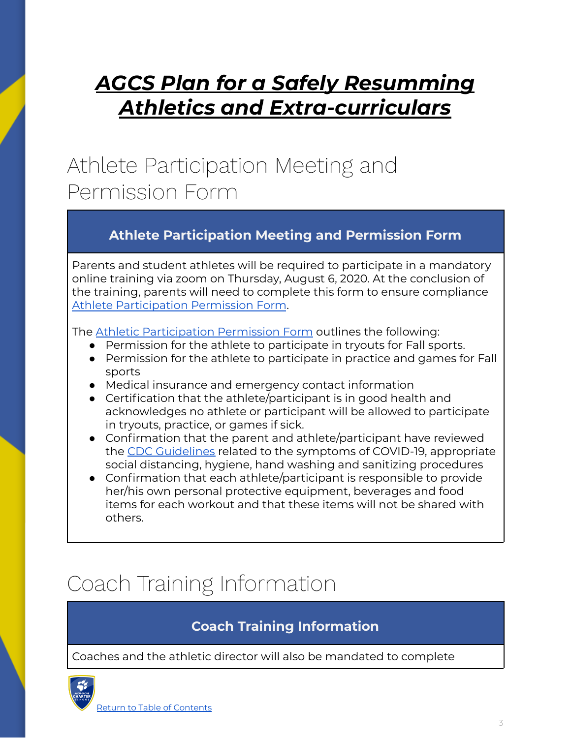# ***AGCS Plan for a Safely Resumming Athletics and Extra-curriculars***

## Athlete Participation Meeting and Permission Form

| Athlete Participation Meeting and Permission Form |
|---|
| Parents and student athletes will be required to participate in a mandatory online training via zoom on Thursday, August 6, 2020. At the conclusion of the training, parents will need to complete this form to ensure compliance Athlete Participation Permission Form.<br><br>The Athletic Participation Permission Form outlines the following:<br>● Permission for the athlete to participate in tryouts for Fall sports.<br>● Permission for the athlete to participate in practice and games for Fall sports<br>● Medical insurance and emergency contact information<br>● Certification that the athlete/participant is in good health and acknowledges no athlete or participant will be allowed to participate in tryouts, practice, or games if sick.<br>● Confirmation that the parent and athlete/participant have reviewed the CDC Guidelines related to the symptoms of COVID-19, appropriate social distancing, hygiene, hand washing and sanitizing procedures<br>● Confirmation that each athlete/participant is responsible to provide her/his own personal protective equipment, beverages and food items for each workout and that these items will not be shared with others. |

## Coach Training Information

| Coach Training Information |
|---|
| Coaches and the athletic director will also be mandated to complete |

Return to Table of Contents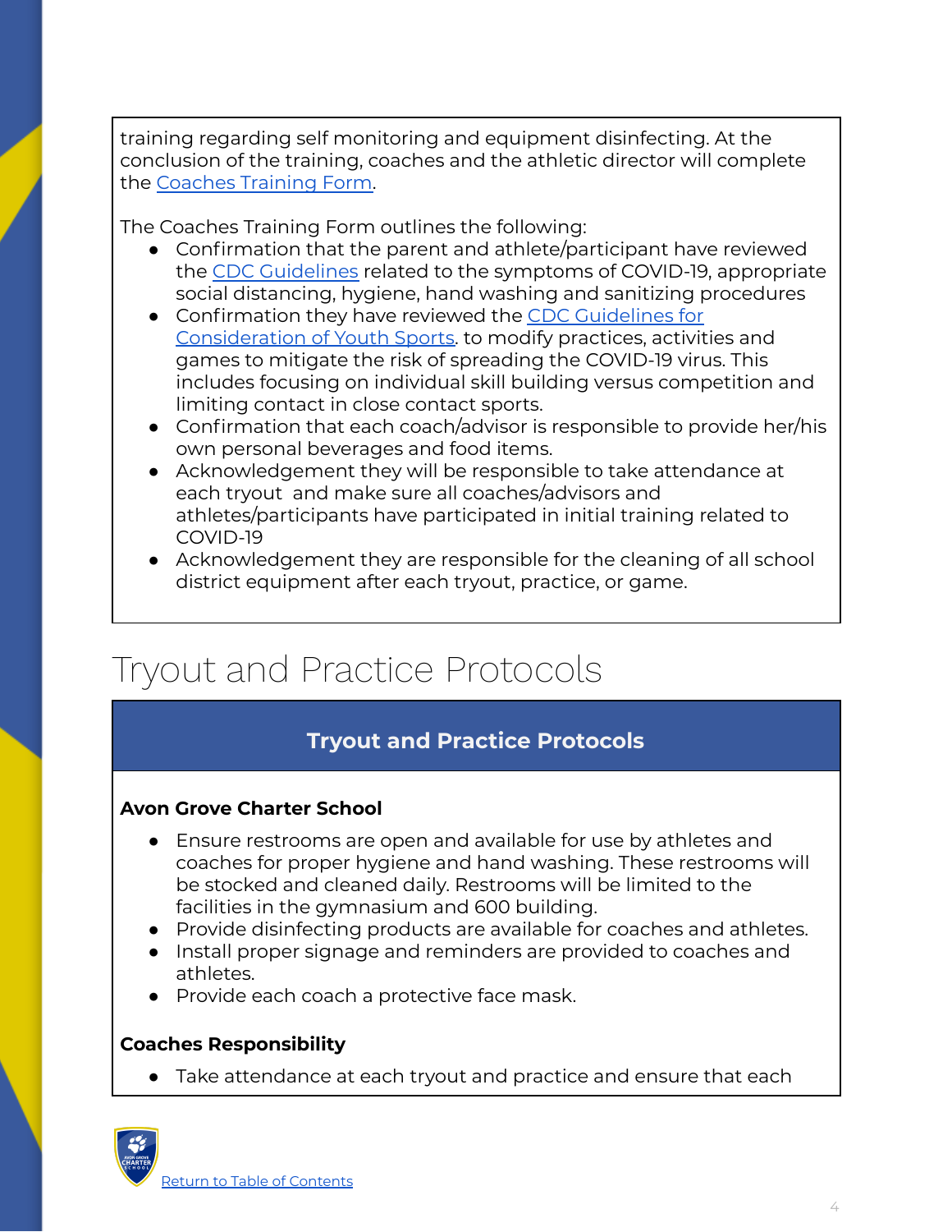training regarding self monitoring and equipment disinfecting. At the conclusion of the training, coaches and the athletic director will complete the [Coaches Training Form](#).

The Coaches Training Form outlines the following:

- Confirmation that the parent and athlete/participant have reviewed the [CDC Guidelines](#) related to the symptoms of COVID-19, appropriate social distancing, hygiene, hand washing and sanitizing procedures
- Confirmation they have reviewed the [CDC Guidelines for Consideration of Youth Sports](#). to modify practices, activities and games to mitigate the risk of spreading the COVID-19 virus. This includes focusing on individual skill building versus competition and limiting contact in close contact sports.
- Confirmation that each coach/advisor is responsible to provide her/his own personal beverages and food items.
- Acknowledgement they will be responsible to take attendance at each tryout and make sure all coaches/advisors and athletes/participants have participated in initial training related to COVID-19
- Acknowledgement they are responsible for the cleaning of all school district equipment after each tryout, practice, or game.

# Tryout and Practice Protocols

## Tryout and Practice Protocols

**Avon Grove Charter School**

- Ensure restrooms are open and available for use by athletes and coaches for proper hygiene and hand washing. These restrooms will be stocked and cleaned daily. Restrooms will be limited to the facilities in the gymnasium and 600 building.
- Provide disinfecting products are available for coaches and athletes.
- Install proper signage and reminders are provided to coaches and athletes.
- Provide each coach a protective face mask.

**Coaches Responsibility**

- Take attendance at each tryout and practice and ensure that each

[Return to Table of Contents](#)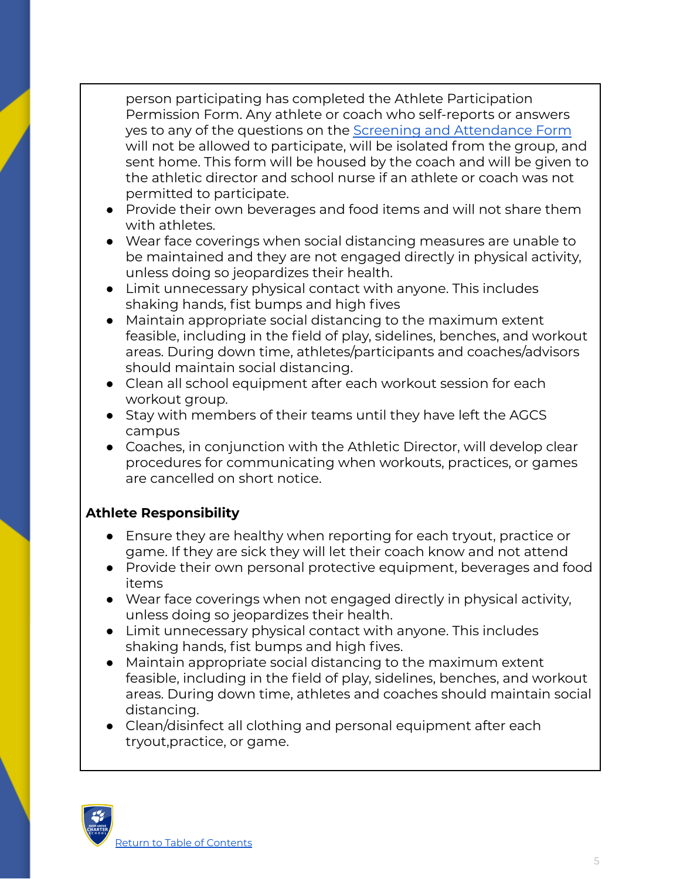person participating has completed the Athlete Participation Permission Form. Any athlete or coach who self-reports or answers yes to any of the questions on the [Screening and Attendance Form](#) will not be allowed to participate, will be isolated from the group, and sent home. This form will be housed by the coach and will be given to the athletic director and school nurse if an athlete or coach was not permitted to participate.

- Provide their own beverages and food items and will not share them with athletes.
- Wear face coverings when social distancing measures are unable to be maintained and they are not engaged directly in physical activity, unless doing so jeopardizes their health.
- Limit unnecessary physical contact with anyone. This includes shaking hands, fist bumps and high fives
- Maintain appropriate social distancing to the maximum extent feasible, including in the field of play, sidelines, benches, and workout areas. During down time, athletes/participants and coaches/advisors should maintain social distancing.
- Clean all school equipment after each workout session for each workout group.
- Stay with members of their teams until they have left the AGCS campus
- Coaches, in conjunction with the Athletic Director, will develop clear procedures for communicating when workouts, practices, or games are cancelled on short notice.

**Athlete Responsibility**

- Ensure they are healthy when reporting for each tryout, practice or game. If they are sick they will let their coach know and not attend
- Provide their own personal protective equipment, beverages and food items
- Wear face coverings when not engaged directly in physical activity, unless doing so jeopardizes their health.
- Limit unnecessary physical contact with anyone. This includes shaking hands, fist bumps and high fives.
- Maintain appropriate social distancing to the maximum extent feasible, including in the field of play, sidelines, benches, and workout areas. During down time, athletes and coaches should maintain social distancing.
- Clean/disinfect all clothing and personal equipment after each tryout,practice, or game.

[Return to Table of Contents](#)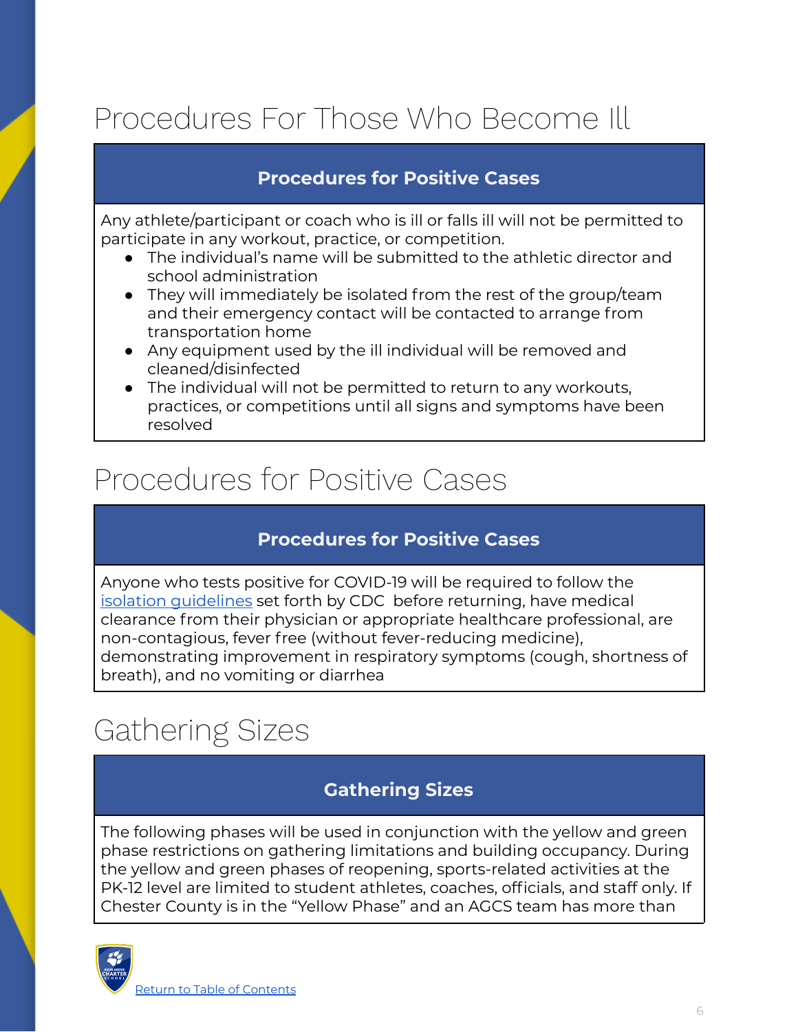# Procedures For Those Who Become Ill

| Procedures for Positive Cases |
| --- |
| Any athlete/participant or coach who is ill or falls ill will not be permitted to participate in any workout, practice, or competition.<br>● The individual's name will be submitted to the athletic director and school administration<br>● They will immediately be isolated from the rest of the group/team and their emergency contact will be contacted to arrange from transportation home<br>● Any equipment used by the ill individual will be removed and cleaned/disinfected<br>● The individual will not be permitted to return to any workouts, practices, or competitions until all signs and symptoms have been resolved |

# Procedures for Positive Cases

| Procedures for Positive Cases |
| --- |
| Anyone who tests positive for COVID-19 will be required to follow the isolation guidelines set forth by CDC before returning, have medical clearance from their physician or appropriate healthcare professional, are non-contagious, fever free (without fever-reducing medicine), demonstrating improvement in respiratory symptoms (cough, shortness of breath), and no vomiting or diarrhea |

# Gathering Sizes

| Gathering Sizes |
| --- |
| The following phases will be used in conjunction with the yellow and green phase restrictions on gathering limitations and building occupancy. During the yellow and green phases of reopening, sports-related activities at the PK-12 level are limited to student athletes, coaches, officials, and staff only. If Chester County is in the "Yellow Phase" and an AGCS team has more than |

Return to Table of Contents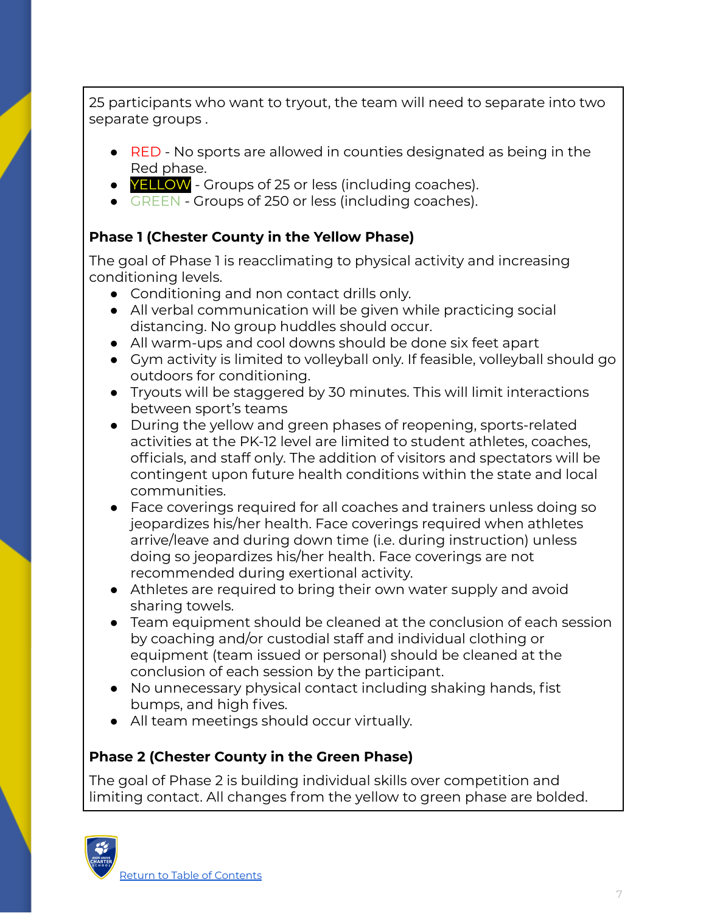25 participants who want to tryout, the team will need to separate into two separate groups .

- RED - No sports are allowed in counties designated as being in the Red phase.
- YELLOW - Groups of 25 or less (including coaches).
- GREEN - Groups of 250 or less (including coaches).

**Phase 1 (Chester County in the Yellow Phase)**

The goal of Phase 1 is reacclimating to physical activity and increasing conditioning levels.

- Conditioning and non contact drills only.
- All verbal communication will be given while practicing social distancing. No group huddles should occur.
- All warm-ups and cool downs should be done six feet apart
- Gym activity is limited to volleyball only. If feasible, volleyball should go outdoors for conditioning.
- Tryouts will be staggered by 30 minutes. This will limit interactions between sport's teams
- During the yellow and green phases of reopening, sports-related activities at the PK-12 level are limited to student athletes, coaches, officials, and staff only. The addition of visitors and spectators will be contingent upon future health conditions within the state and local communities.
- Face coverings required for all coaches and trainers unless doing so jeopardizes his/her health. Face coverings required when athletes arrive/leave and during down time (i.e. during instruction) unless doing so jeopardizes his/her health. Face coverings are not recommended during exertional activity.
- Athletes are required to bring their own water supply and avoid sharing towels.
- Team equipment should be cleaned at the conclusion of each session by coaching and/or custodial staff and individual clothing or equipment (team issued or personal) should be cleaned at the conclusion of each session by the participant.
- No unnecessary physical contact including shaking hands, fist bumps, and high fives.
- All team meetings should occur virtually.

**Phase 2 (Chester County in the Green Phase)**

The goal of Phase 2 is building individual skills over competition and limiting contact. All changes from the yellow to green phase are bolded.

Return to Table of Contents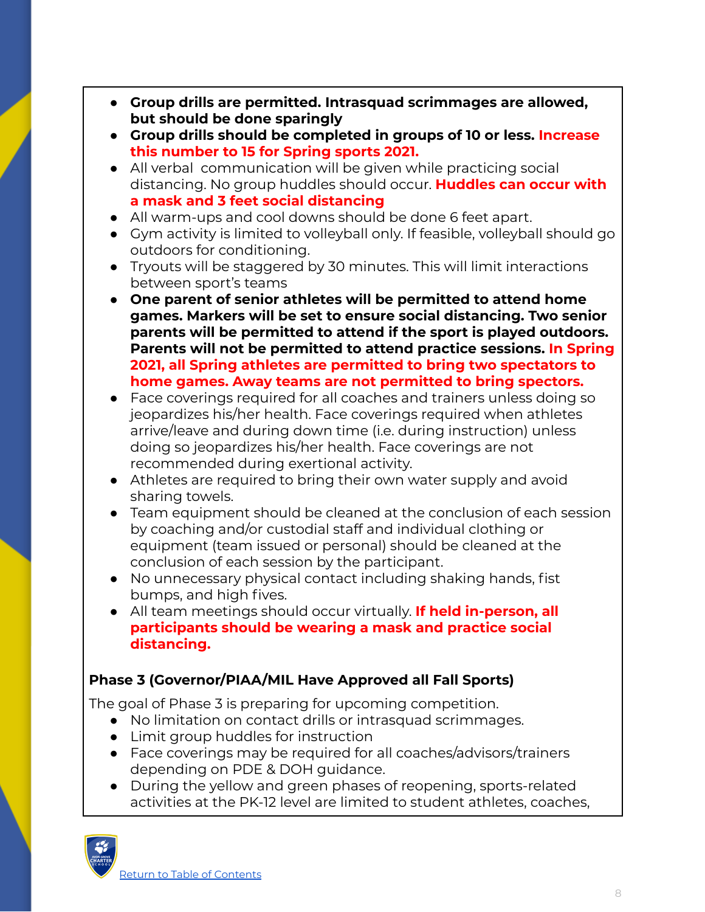- **Group drills are permitted. Intrasquad scrimmages are allowed, but should be done sparingly**
- **Group drills should be completed in groups of 10 or less. Increase this number to 15 for Spring sports 2021.**
- All verbal communication will be given while practicing social distancing. No group huddles should occur. **Huddles can occur with a mask and 3 feet social distancing**
- All warm-ups and cool downs should be done 6 feet apart.
- Gym activity is limited to volleyball only. If feasible, volleyball should go outdoors for conditioning.
- Tryouts will be staggered by 30 minutes. This will limit interactions between sport's teams
- **One parent of senior athletes will be permitted to attend home games. Markers will be set to ensure social distancing. Two senior parents will be permitted to attend if the sport is played outdoors. Parents will not be permitted to attend practice sessions. In Spring 2021, all Spring athletes are permitted to bring two spectators to home games. Away teams are not permitted to bring spectors.**
- Face coverings required for all coaches and trainers unless doing so jeopardizes his/her health. Face coverings required when athletes arrive/leave and during down time (i.e. during instruction) unless doing so jeopardizes his/her health. Face coverings are not recommended during exertional activity.
- Athletes are required to bring their own water supply and avoid sharing towels.
- Team equipment should be cleaned at the conclusion of each session by coaching and/or custodial staff and individual clothing or equipment (team issued or personal) should be cleaned at the conclusion of each session by the participant.
- No unnecessary physical contact including shaking hands, fist bumps, and high fives.
- All team meetings should occur virtually. **If held in-person, all participants should be wearing a mask and practice social distancing.**

**Phase 3 (Governor/PIAA/MIL Have Approved all Fall Sports)**

The goal of Phase 3 is preparing for upcoming competition.

- No limitation on contact drills or intrasquad scrimmages.
- Limit group huddles for instruction
- Face coverings may be required for all coaches/advisors/trainers depending on PDE & DOH guidance.
- During the yellow and green phases of reopening, sports-related activities at the PK-12 level are limited to student athletes, coaches,

Return to Table of Contents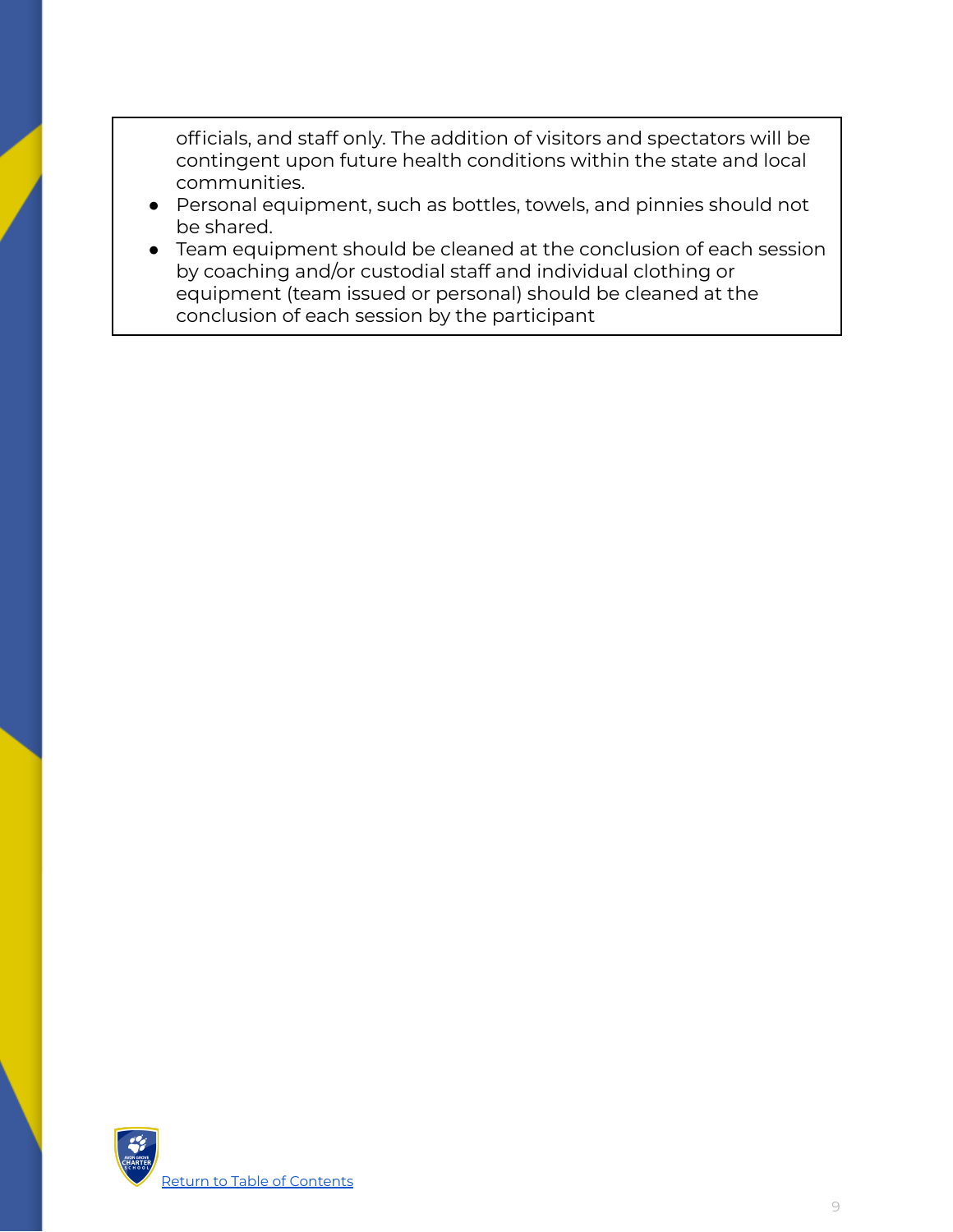officials, and staff only. The addition of visitors and spectators will be contingent upon future health conditions within the state and local communities.

- Personal equipment, such as bottles, towels, and pinnies should not be shared.
- Team equipment should be cleaned at the conclusion of each session by coaching and/or custodial staff and individual clothing or equipment (team issued or personal) should be cleaned at the conclusion of each session by the participant

Return to Table of Contents